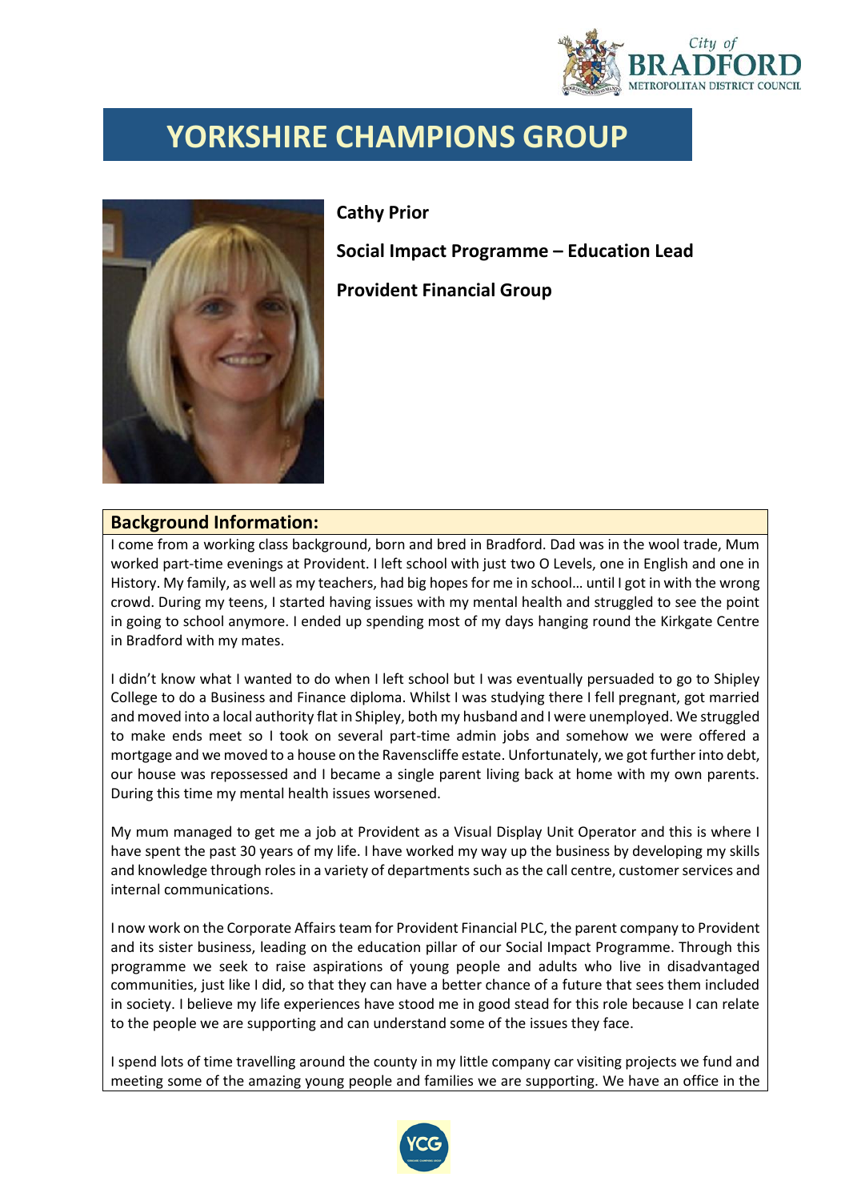# YORKSHIRE CHAMPIONS GROUP

**Cathy Prior**

**Social Impact Programme – Education Lead**

**Provident Financial Group**

## Background Information:

I come from a working class background, born and bred in Bradford. Dad was in the wool trade, Mum worked part-time evenings at Provident. I left school with just two O Levels, one in English and one in History. My family, as well as my teachers, had big hopes for me in school… until I got in with the wrong crowd. During my teens, I started having issues with my mental health and struggled to see the point in going to school anymore. I ended up spending most of my days hanging round the Kirkgate Centre in Bradford with my mates.

I didn't know what I wanted to do when I left school but I was eventually persuaded to go to Shipley College to do a Business and Finance diploma. Whilst I was studying there I fell pregnant, got married and moved into a local authority flat in Shipley, both my husband and I were unemployed. We struggled to make ends meet so I took on several part-time admin jobs and somehow we were offered a mortgage and we moved to a house on the Ravenscliffe estate. Unfortunately, we got further into debt, our house was repossessed and I became a single parent living back at home with my own parents. During this time my mental health issues worsened.

My mum managed to get me a job at Provident as a Visual Display Unit Operator and this is where I have spent the past 30 years of my life. I have worked my way up the business by developing my skills and knowledge through roles in a variety of departments such as the call centre, customer services and internal communications.

I now work on the Corporate Affairs team for Provident Financial PLC, the parent company to Provident and its sister business, leading on the education pillar of our Social Impact Programme. Through this programme we seek to raise aspirations of young people and adults who live in disadvantaged communities, just like I did, so that they can have a better chance of a future that sees them included in society. I believe my life experiences have stood me in good stead for this role because I can relate to the people we are supporting and can understand some of the issues they face.

I spend lots of time travelling around the county in my little company car visiting projects we fund and meeting some of the amazing young people and families we are supporting. We have an office in the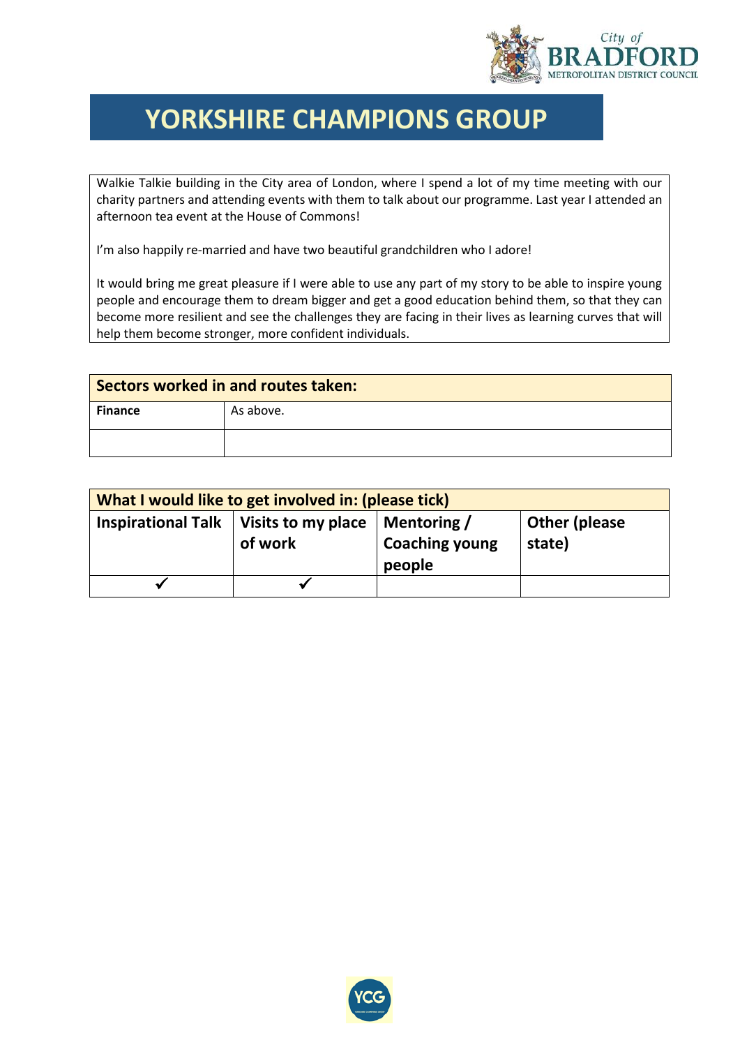# YORKSHIRE CHAMPIONS GROUP

Walkie Talkie building in the City area of London, where I spend a lot of my time meeting with our charity partners and attending events with them to talk about our programme. Last year I attended an afternoon tea event at the House of Commons!

I'm also happily re-married and have two beautiful grandchildren who I adore!

It would bring me great pleasure if I were able to use any part of my story to be able to inspire young people and encourage them to dream bigger and get a good education behind them, so that they can become more resilient and see the challenges they are facing in their lives as learning curves that will help them become stronger, more confident individuals.

| **Sectors worked in and routes taken:** | |
|---|---|
| **Finance** | As above. |
| | |

| **What I would like to get involved in: (please tick)** | | | |
|---|---|---|---|
| **Inspirational Talk** | **Visits to my place of work** | **Mentoring / Coaching young people** | **Other (please state)** |
| ✓ | ✓ | | |